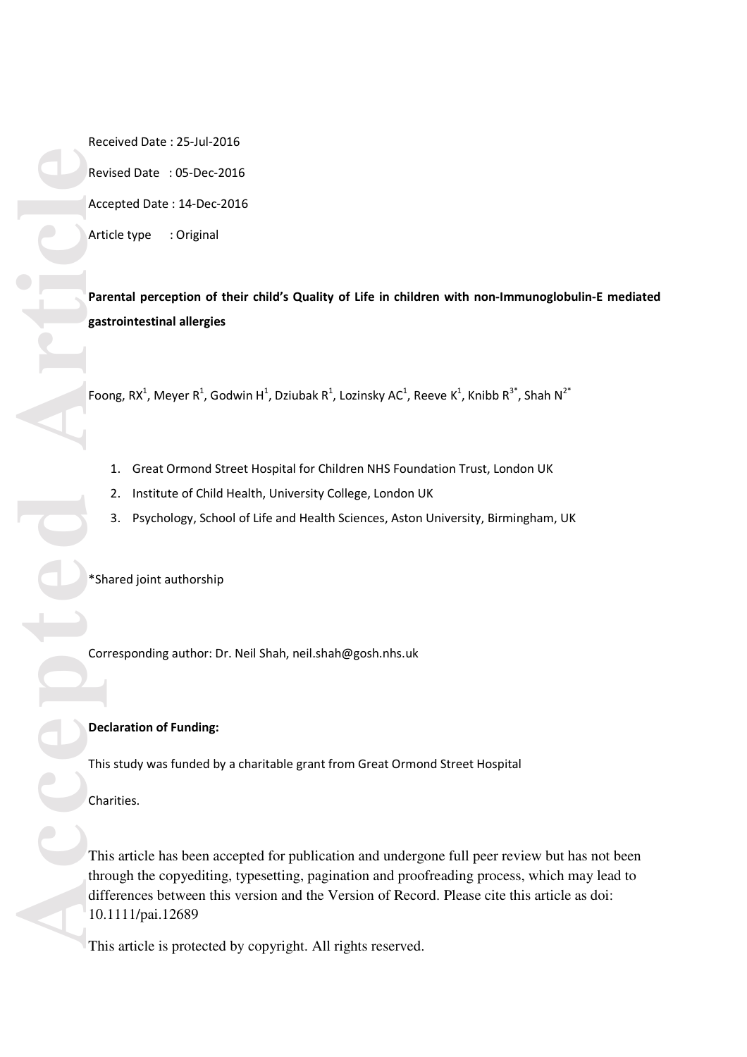Received Date : 25-Jul-2016

Revised Date : 05-Dec-2016

Accepted Date : 14-Dec-2016

Article type : Original

**Parental perception of their child's Quality of Life in children with non-Immunoglobulin-E mediated gastrointestinal allergies**

Foong, RX[1], Meyer R[1], Godwin H[1], Dziubak R[1], Lozinsky AC[1], Reeve K[1], Knibb R[3*], Shah N[2*]

1. Great Ormond Street Hospital for Children NHS Foundation Trust, London UK
2. Institute of Child Health, University College, London UK
3. Psychology, School of Life and Health Sciences, Aston University, Birmingham, UK

*Shared joint authorship

Corresponding author: Dr. Neil Shah, neil.shah@gosh.nhs.uk

**Declaration of Funding:**

This study was funded by a charitable grant from Great Ormond Street Hospital

Charities.

This article has been accepted for publication and undergone full peer review but has not been through the copyediting, typesetting, pagination and proofreading process, which may lead to differences between this version and the Version of Record. Please cite this article as doi: 10.1111/pai.12689

This article is protected by copyright. All rights reserved.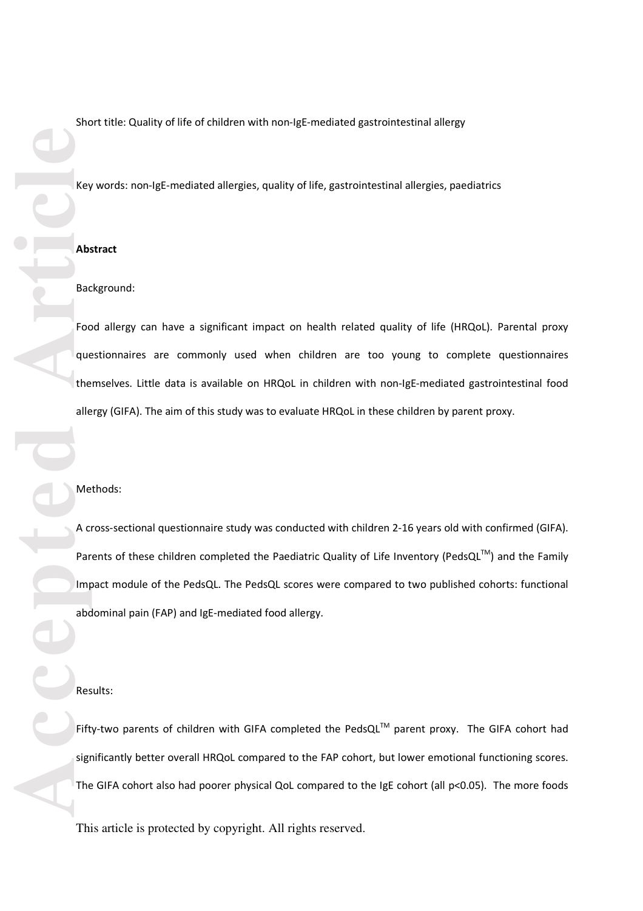Short title: Quality of life of children with non-IgE-mediated gastrointestinal allergy

Key words: non-IgE-mediated allergies, quality of life, gastrointestinal allergies, paediatrics

**Abstract**

Background:

Food allergy can have a significant impact on health related quality of life (HRQoL). Parental proxy questionnaires are commonly used when children are too young to complete questionnaires themselves. Little data is available on HRQoL in children with non-IgE-mediated gastrointestinal food allergy (GIFA). The aim of this study was to evaluate HRQoL in these children by parent proxy.

Methods:

A cross-sectional questionnaire study was conducted with children 2-16 years old with confirmed (GIFA). Parents of these children completed the Paediatric Quality of Life Inventory (PedsQL™) and the Family Impact module of the PedsQL. The PedsQL scores were compared to two published cohorts: functional abdominal pain (FAP) and IgE-mediated food allergy.

Results:

Fifty-two parents of children with GIFA completed the PedsQL™ parent proxy. The GIFA cohort had significantly better overall HRQoL compared to the FAP cohort, but lower emotional functioning scores. The GIFA cohort also had poorer physical QoL compared to the IgE cohort (all $p<0.05$). The more foods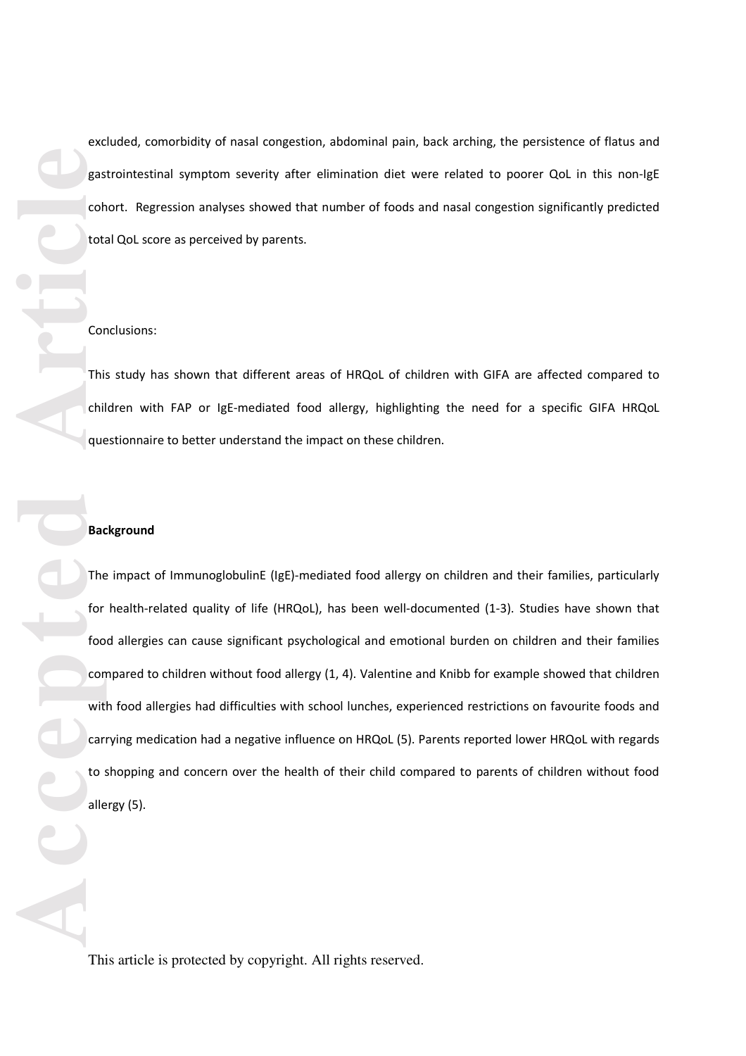excluded, comorbidity of nasal congestion, abdominal pain, back arching, the persistence of flatus and gastrointestinal symptom severity after elimination diet were related to poorer QoL in this non-IgE cohort. Regression analyses showed that number of foods and nasal congestion significantly predicted total QoL score as perceived by parents.

Conclusions:

This study has shown that different areas of HRQoL of children with GIFA are affected compared to children with FAP or IgE-mediated food allergy, highlighting the need for a specific GIFA HRQoL questionnaire to better understand the impact on these children.

**Background**

The impact of ImmunoglobulinE (IgE)-mediated food allergy on children and their families, particularly for health-related quality of life (HRQoL), has been well-documented (1-3). Studies have shown that food allergies can cause significant psychological and emotional burden on children and their families compared to children without food allergy (1, 4). Valentine and Knibb for example showed that children with food allergies had difficulties with school lunches, experienced restrictions on favourite foods and carrying medication had a negative influence on HRQoL (5). Parents reported lower HRQoL with regards to shopping and concern over the health of their child compared to parents of children without food allergy (5).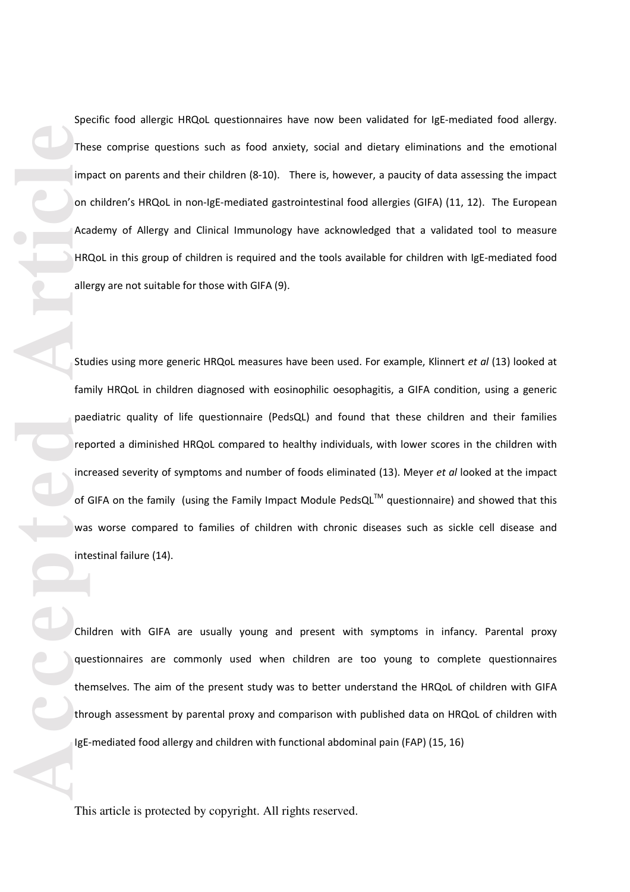Specific food allergic HRQoL questionnaires have now been validated for IgE-mediated food allergy. These comprise questions such as food anxiety, social and dietary eliminations and the emotional impact on parents and their children (8-10). There is, however, a paucity of data assessing the impact on children's HRQoL in non-IgE-mediated gastrointestinal food allergies (GIFA) (11, 12). The European Academy of Allergy and Clinical Immunology have acknowledged that a validated tool to measure HRQoL in this group of children is required and the tools available for children with IgE-mediated food allergy are not suitable for those with GIFA (9).

Studies using more generic HRQoL measures have been used. For example, Klinnert *et al* (13) looked at family HRQoL in children diagnosed with eosinophilic oesophagitis, a GIFA condition, using a generic paediatric quality of life questionnaire (PedsQL) and found that these children and their families reported a diminished HRQoL compared to healthy individuals, with lower scores in the children with increased severity of symptoms and number of foods eliminated (13). Meyer *et al* looked at the impact of GIFA on the family (using the Family Impact Module PedsQL™ questionnaire) and showed that this was worse compared to families of children with chronic diseases such as sickle cell disease and intestinal failure (14).

Children with GIFA are usually young and present with symptoms in infancy. Parental proxy questionnaires are commonly used when children are too young to complete questionnaires themselves. The aim of the present study was to better understand the HRQoL of children with GIFA through assessment by parental proxy and comparison with published data on HRQoL of children with IgE-mediated food allergy and children with functional abdominal pain (FAP) (15, 16)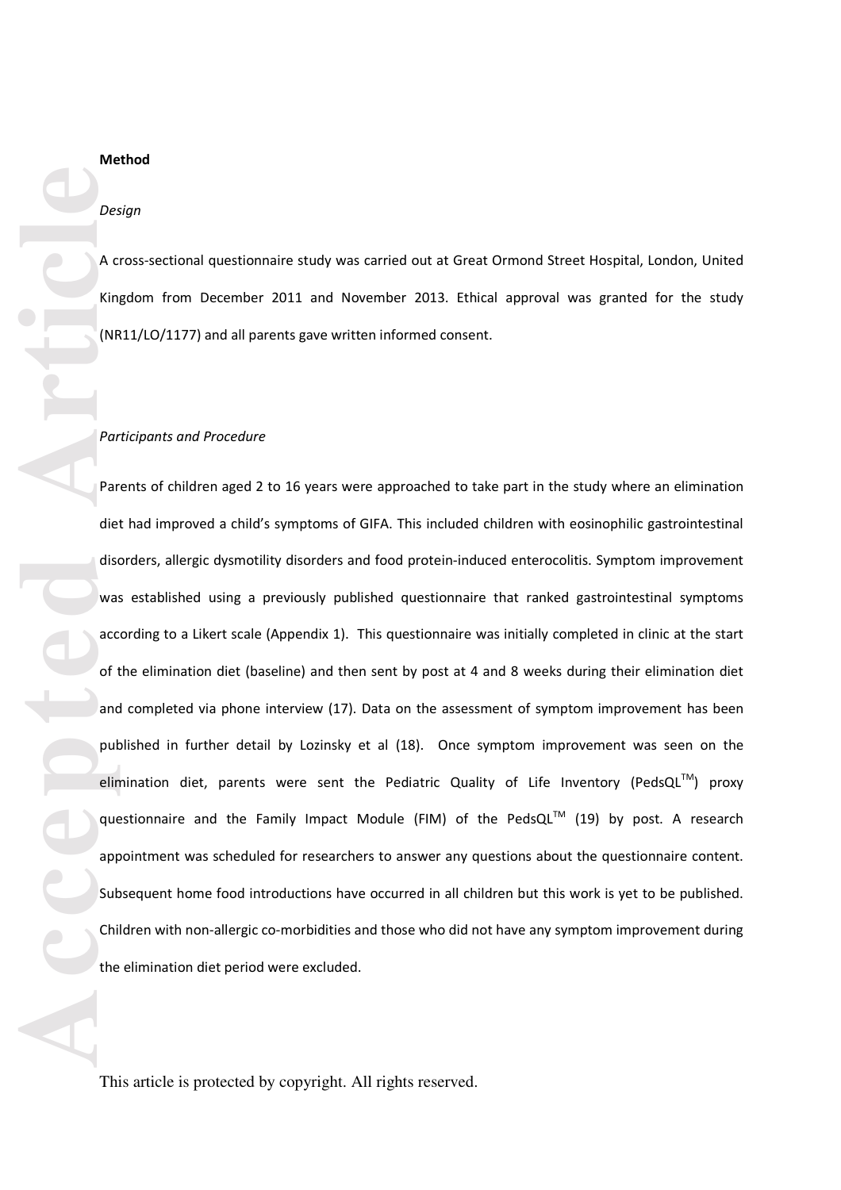**Method**

*Design*

A cross-sectional questionnaire study was carried out at Great Ormond Street Hospital, London, United Kingdom from December 2011 and November 2013. Ethical approval was granted for the study (NR11/LO/1177) and all parents gave written informed consent.

*Participants and Procedure*

Parents of children aged 2 to 16 years were approached to take part in the study where an elimination diet had improved a child's symptoms of GIFA. This included children with eosinophilic gastrointestinal disorders, allergic dysmotility disorders and food protein-induced enterocolitis. Symptom improvement was established using a previously published questionnaire that ranked gastrointestinal symptoms according to a Likert scale (Appendix 1). This questionnaire was initially completed in clinic at the start of the elimination diet (baseline) and then sent by post at 4 and 8 weeks during their elimination diet and completed via phone interview (17). Data on the assessment of symptom improvement has been published in further detail by Lozinsky et al (18). Once symptom improvement was seen on the elimination diet, parents were sent the Pediatric Quality of Life Inventory (PedsQL™) proxy questionnaire and the Family Impact Module (FIM) of the PedsQL™ (19) by post. A research appointment was scheduled for researchers to answer any questions about the questionnaire content. Subsequent home food introductions have occurred in all children but this work is yet to be published. Children with non-allergic co-morbidities and those who did not have any symptom improvement during the elimination diet period were excluded.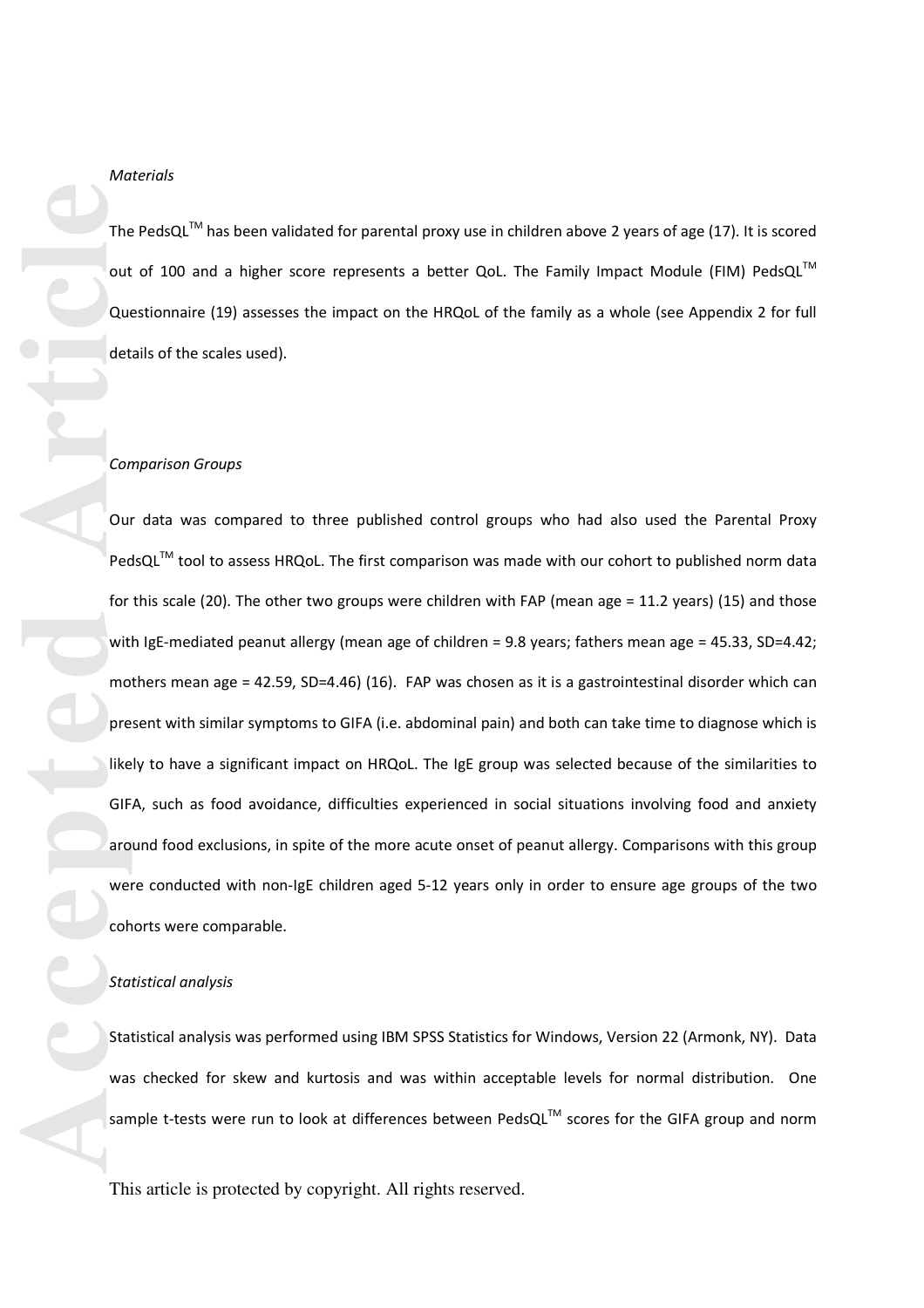*Materials*

The PedsQL™ has been validated for parental proxy use in children above 2 years of age (17). It is scored out of 100 and a higher score represents a better QoL. The Family Impact Module (FIM) PedsQL™ Questionnaire (19) assesses the impact on the HRQoL of the family as a whole (see Appendix 2 for full details of the scales used).

*Comparison Groups*

Our data was compared to three published control groups who had also used the Parental Proxy PedsQL™ tool to assess HRQoL. The first comparison was made with our cohort to published norm data for this scale (20). The other two groups were children with FAP (mean age = 11.2 years) (15) and those with IgE-mediated peanut allergy (mean age of children = 9.8 years; fathers mean age = 45.33, SD=4.42; mothers mean age = 42.59, SD=4.46) (16). FAP was chosen as it is a gastrointestinal disorder which can present with similar symptoms to GIFA (i.e. abdominal pain) and both can take time to diagnose which is likely to have a significant impact on HRQoL. The IgE group was selected because of the similarities to GIFA, such as food avoidance, difficulties experienced in social situations involving food and anxiety around food exclusions, in spite of the more acute onset of peanut allergy. Comparisons with this group were conducted with non-IgE children aged 5-12 years only in order to ensure age groups of the two cohorts were comparable.

*Statistical analysis*

Statistical analysis was performed using IBM SPSS Statistics for Windows, Version 22 (Armonk, NY). Data was checked for skew and kurtosis and was within acceptable levels for normal distribution. One sample t-tests were run to look at differences between PedsQL™ scores for the GIFA group and norm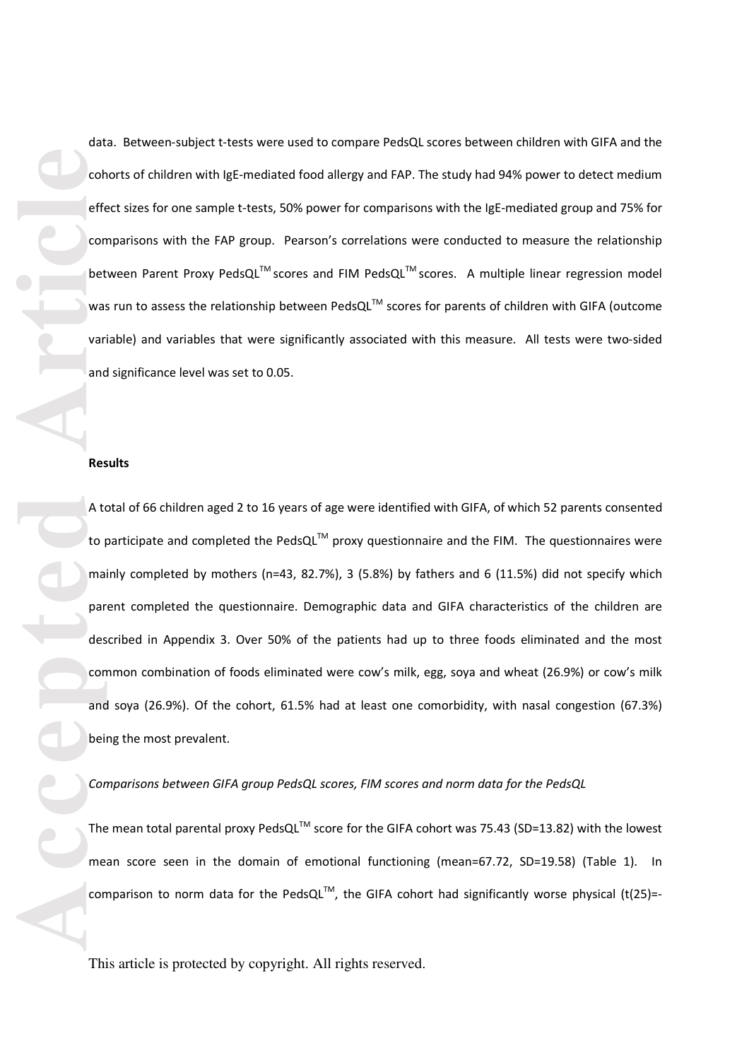data. Between-subject t-tests were used to compare PedsQL scores between children with GIFA and the cohorts of children with IgE-mediated food allergy and FAP. The study had 94% power to detect medium effect sizes for one sample t-tests, 50% power for comparisons with the IgE-mediated group and 75% for comparisons with the FAP group. Pearson's correlations were conducted to measure the relationship between Parent Proxy PedsQL™ scores and FIM PedsQL™ scores. A multiple linear regression model was run to assess the relationship between PedsQL™ scores for parents of children with GIFA (outcome variable) and variables that were significantly associated with this measure. All tests were two-sided and significance level was set to 0.05.

**Results**

A total of 66 children aged 2 to 16 years of age were identified with GIFA, of which 52 parents consented to participate and completed the PedsQL™ proxy questionnaire and the FIM. The questionnaires were mainly completed by mothers (n=43, 82.7%), 3 (5.8%) by fathers and 6 (11.5%) did not specify which parent completed the questionnaire. Demographic data and GIFA characteristics of the children are described in Appendix 3. Over 50% of the patients had up to three foods eliminated and the most common combination of foods eliminated were cow's milk, egg, soya and wheat (26.9%) or cow's milk and soya (26.9%). Of the cohort, 61.5% had at least one comorbidity, with nasal congestion (67.3%) being the most prevalent.

*Comparisons between GIFA group PedsQL scores, FIM scores and norm data for the PedsQL*

The mean total parental proxy PedsQL™ score for the GIFA cohort was 75.43 (SD=13.82) with the lowest mean score seen in the domain of emotional functioning (mean=67.72, SD=19.58) (Table 1). In comparison to norm data for the PedsQL™, the GIFA cohort had significantly worse physical ($t(25)$=-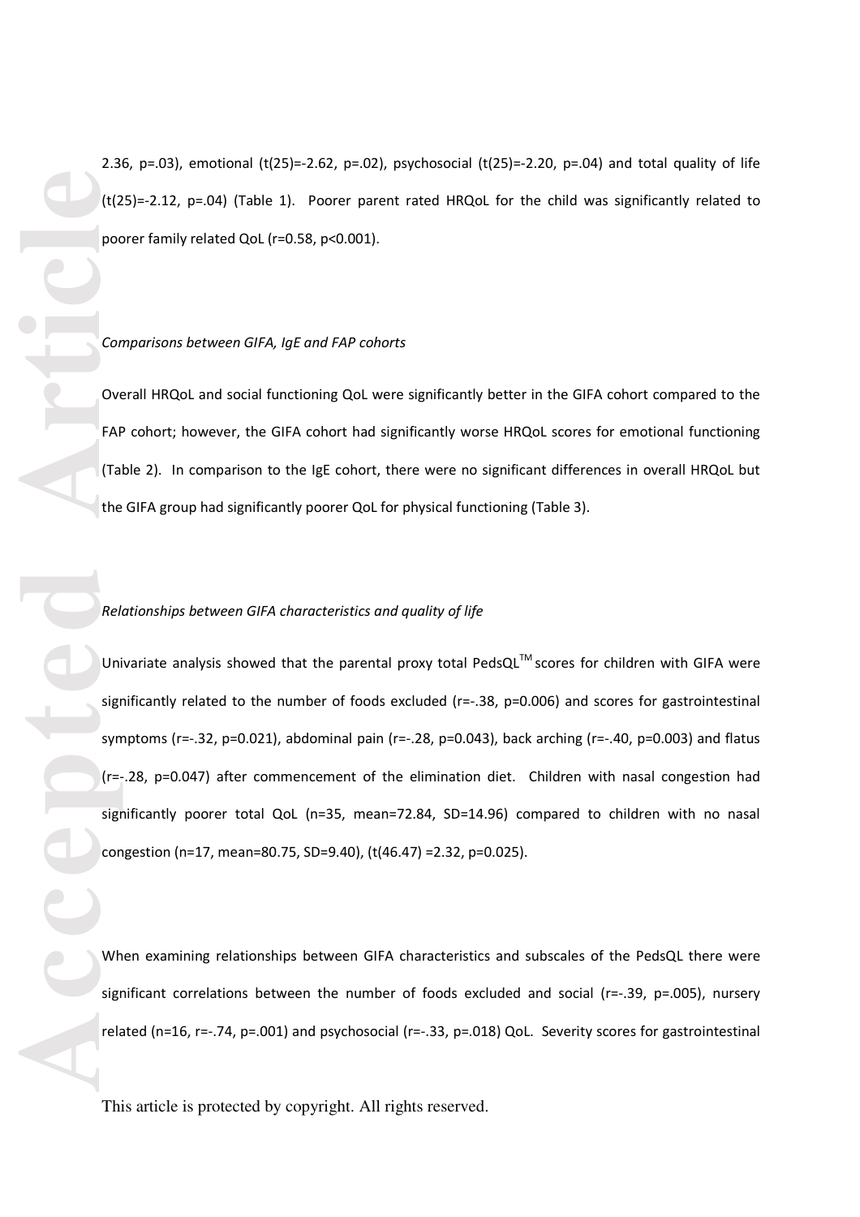2.36, p=.03), emotional ($t(25)=-2.62$, $p=.02$), psychosocial ($t(25)=-2.20$, $p=.04$) and total quality of life ($t(25)=-2.12$, $p=.04$) (Table 1). Poorer parent rated HRQoL for the child was significantly related to poorer family related QoL ($r=0.58$, $p<0.001$).

*Comparisons between GIFA, IgE and FAP cohorts*

Overall HRQoL and social functioning QoL were significantly better in the GIFA cohort compared to the FAP cohort; however, the GIFA cohort had significantly worse HRQoL scores for emotional functioning (Table 2). In comparison to the IgE cohort, there were no significant differences in overall HRQoL but the GIFA group had significantly poorer QoL for physical functioning (Table 3).

*Relationships between GIFA characteristics and quality of life*

Univariate analysis showed that the parental proxy total PedsQL™ scores for children with GIFA were significantly related to the number of foods excluded ($r=-.38$, $p=0.006$) and scores for gastrointestinal symptoms ($r=-.32$, $p=0.021$), abdominal pain ($r=-.28$, $p=0.043$), back arching ($r=-.40$, $p=0.003$) and flatus ($r=-.28$, $p=0.047$) after commencement of the elimination diet. Children with nasal congestion had significantly poorer total QoL (n=35, mean=72.84, SD=14.96) compared to children with no nasal congestion (n=17, mean=80.75, SD=9.40), ($t(46.47)=2.32$, $p=0.025$).

When examining relationships between GIFA characteristics and subscales of the PedsQL there were significant correlations between the number of foods excluded and social ($r=-.39$, $p=.005$), nursery related (n=16, $r=-.74$, $p=.001$) and psychosocial ($r=-.33$, $p=.018$) QoL. Severity scores for gastrointestinal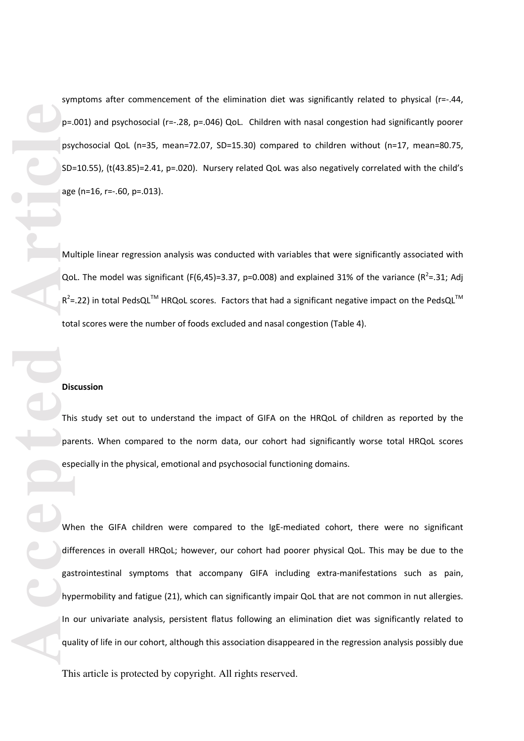symptoms after commencement of the elimination diet was significantly related to physical (r=-.44, p=.001) and psychosocial (r=-.28, p=.046) QoL. Children with nasal congestion had significantly poorer psychosocial QoL (n=35, mean=72.07, SD=15.30) compared to children without (n=17, mean=80.75, SD=10.55), (t(43.85)=2.41, p=.020). Nursery related QoL was also negatively correlated with the child's age (n=16, r=-.60, p=.013).

Multiple linear regression analysis was conducted with variables that were significantly associated with QoL. The model was significant (F(6,45)=3.37, p=0.008) and explained 31% of the variance ($R^2$=.31; Adj $R^2$=.22) in total PedsQL™ HRQoL scores. Factors that had a significant negative impact on the PedsQL™ total scores were the number of foods excluded and nasal congestion (Table 4).

**Discussion**

This study set out to understand the impact of GIFA on the HRQoL of children as reported by the parents. When compared to the norm data, our cohort had significantly worse total HRQoL scores especially in the physical, emotional and psychosocial functioning domains.

When the GIFA children were compared to the IgE-mediated cohort, there were no significant differences in overall HRQoL; however, our cohort had poorer physical QoL. This may be due to the gastrointestinal symptoms that accompany GIFA including extra-manifestations such as pain, hypermobility and fatigue (21), which can significantly impair QoL that are not common in nut allergies. In our univariate analysis, persistent flatus following an elimination diet was significantly related to quality of life in our cohort, although this association disappeared in the regression analysis possibly due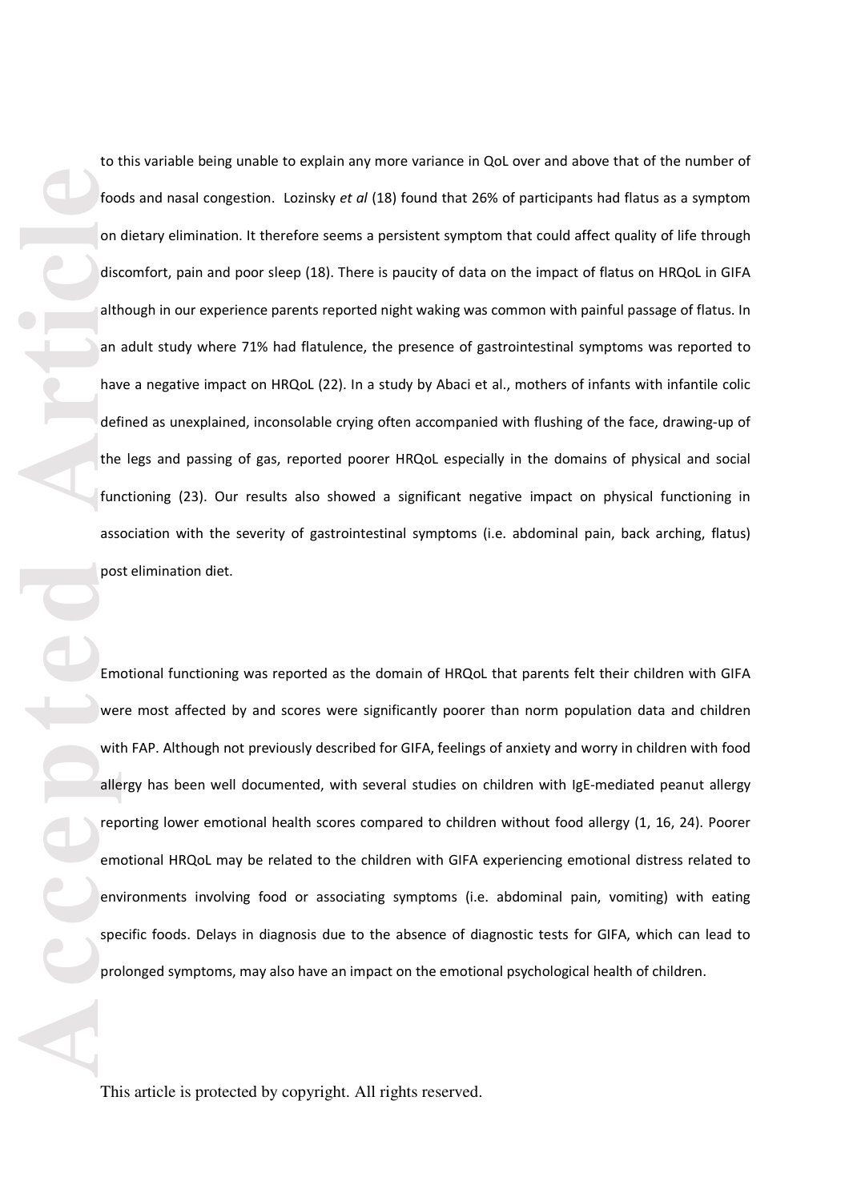to this variable being unable to explain any more variance in QoL over and above that of the number of foods and nasal congestion. Lozinsky *et al* (18) found that 26% of participants had flatus as a symptom on dietary elimination. It therefore seems a persistent symptom that could affect quality of life through discomfort, pain and poor sleep (18). There is paucity of data on the impact of flatus on HRQoL in GIFA although in our experience parents reported night waking was common with painful passage of flatus. In an adult study where 71% had flatulence, the presence of gastrointestinal symptoms was reported to have a negative impact on HRQoL (22). In a study by Abaci et al., mothers of infants with infantile colic defined as unexplained, inconsolable crying often accompanied with flushing of the face, drawing-up of the legs and passing of gas, reported poorer HRQoL especially in the domains of physical and social functioning (23). Our results also showed a significant negative impact on physical functioning in association with the severity of gastrointestinal symptoms (i.e. abdominal pain, back arching, flatus) post elimination diet.

Emotional functioning was reported as the domain of HRQoL that parents felt their children with GIFA were most affected by and scores were significantly poorer than norm population data and children with FAP. Although not previously described for GIFA, feelings of anxiety and worry in children with food allergy has been well documented, with several studies on children with IgE-mediated peanut allergy reporting lower emotional health scores compared to children without food allergy (1, 16, 24). Poorer emotional HRQoL may be related to the children with GIFA experiencing emotional distress related to environments involving food or associating symptoms (i.e. abdominal pain, vomiting) with eating specific foods. Delays in diagnosis due to the absence of diagnostic tests for GIFA, which can lead to prolonged symptoms, may also have an impact on the emotional psychological health of children.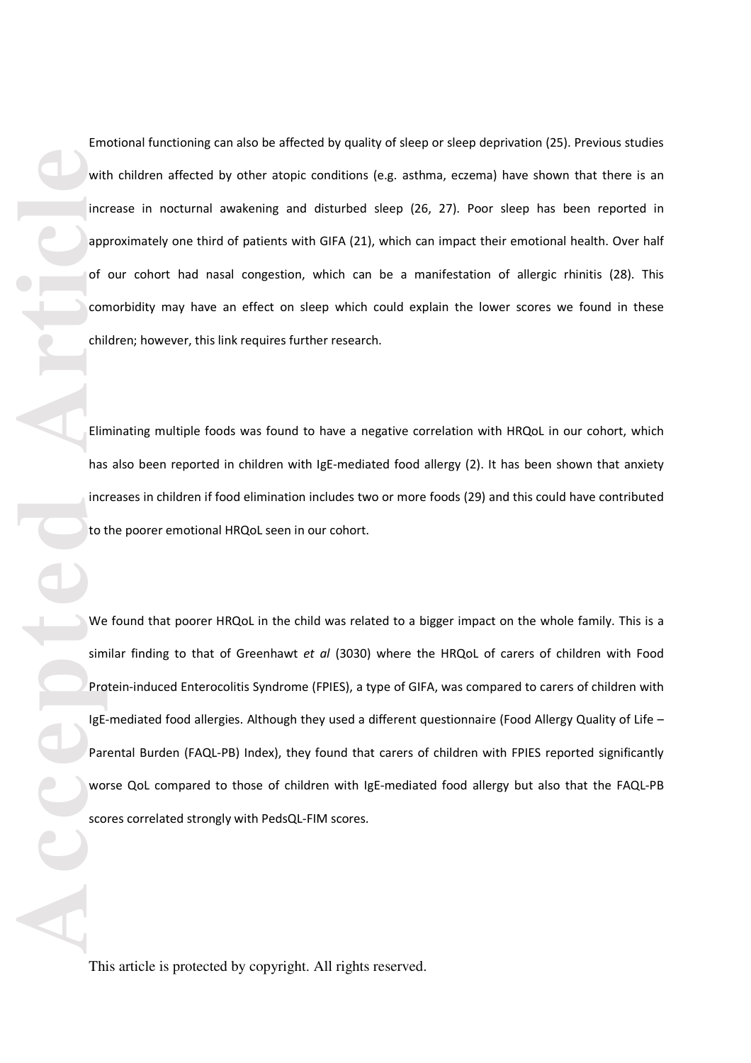Emotional functioning can also be affected by quality of sleep or sleep deprivation (25). Previous studies with children affected by other atopic conditions (e.g. asthma, eczema) have shown that there is an increase in nocturnal awakening and disturbed sleep (26, 27). Poor sleep has been reported in approximately one third of patients with GIFA (21), which can impact their emotional health. Over half of our cohort had nasal congestion, which can be a manifestation of allergic rhinitis (28). This comorbidity may have an effect on sleep which could explain the lower scores we found in these children; however, this link requires further research.

Eliminating multiple foods was found to have a negative correlation with HRQoL in our cohort, which has also been reported in children with IgE-mediated food allergy (2). It has been shown that anxiety increases in children if food elimination includes two or more foods (29) and this could have contributed to the poorer emotional HRQoL seen in our cohort.

We found that poorer HRQoL in the child was related to a bigger impact on the whole family. This is a similar finding to that of Greenhawt *et al* (3030) where the HRQoL of carers of children with Food Protein-induced Enterocolitis Syndrome (FPIES), a type of GIFA, was compared to carers of children with IgE-mediated food allergies. Although they used a different questionnaire (Food Allergy Quality of Life – Parental Burden (FAQL-PB) Index), they found that carers of children with FPIES reported significantly worse QoL compared to those of children with IgE-mediated food allergy but also that the FAQL-PB scores correlated strongly with PedsQL-FIM scores.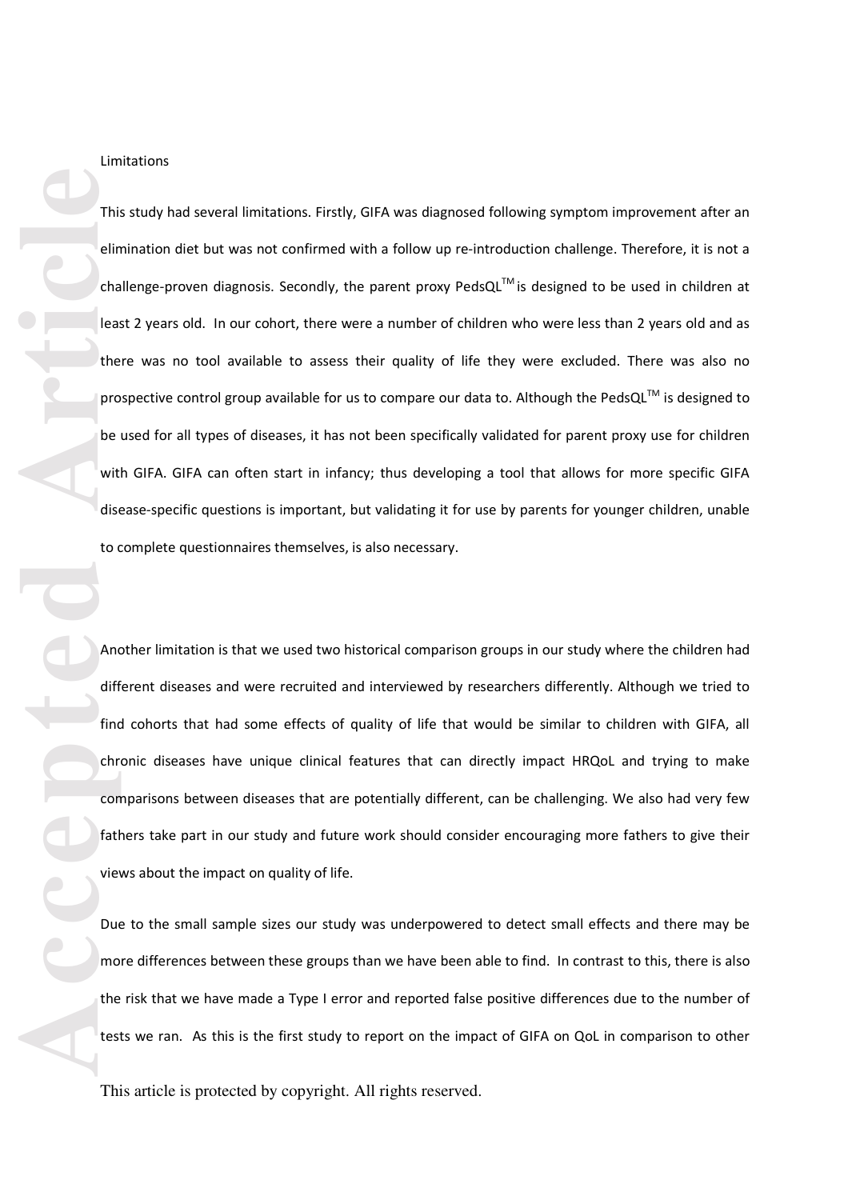## Limitations

This study had several limitations. Firstly, GIFA was diagnosed following symptom improvement after an elimination diet but was not confirmed with a follow up re-introduction challenge. Therefore, it is not a challenge-proven diagnosis. Secondly, the parent proxy PedsQL™ is designed to be used in children at least 2 years old. In our cohort, there were a number of children who were less than 2 years old and as there was no tool available to assess their quality of life they were excluded. There was also no prospective control group available for us to compare our data to. Although the PedsQL™ is designed to be used for all types of diseases, it has not been specifically validated for parent proxy use for children with GIFA. GIFA can often start in infancy; thus developing a tool that allows for more specific GIFA disease-specific questions is important, but validating it for use by parents for younger children, unable to complete questionnaires themselves, is also necessary.

Another limitation is that we used two historical comparison groups in our study where the children had different diseases and were recruited and interviewed by researchers differently. Although we tried to find cohorts that had some effects of quality of life that would be similar to children with GIFA, all chronic diseases have unique clinical features that can directly impact HRQoL and trying to make comparisons between diseases that are potentially different, can be challenging. We also had very few fathers take part in our study and future work should consider encouraging more fathers to give their views about the impact on quality of life.

Due to the small sample sizes our study was underpowered to detect small effects and there may be more differences between these groups than we have been able to find. In contrast to this, there is also the risk that we have made a Type I error and reported false positive differences due to the number of tests we ran. As this is the first study to report on the impact of GIFA on QoL in comparison to other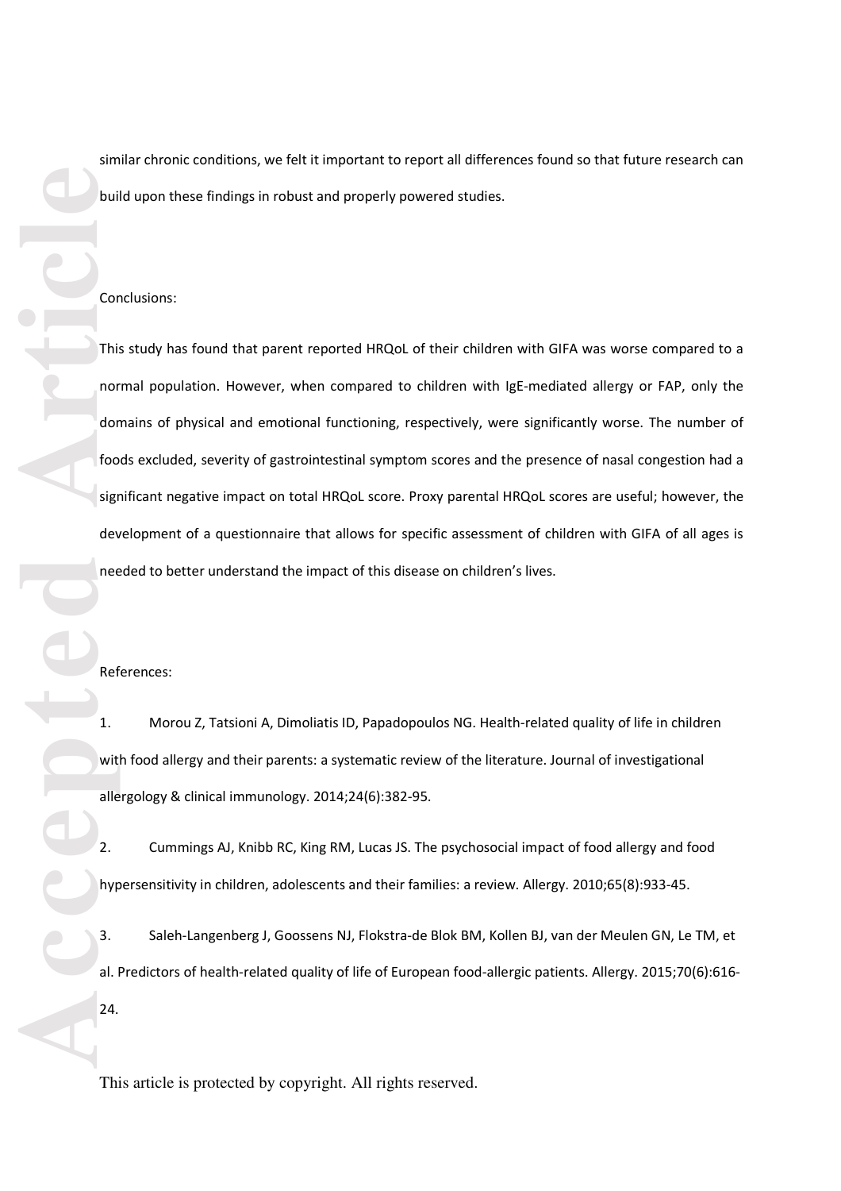similar chronic conditions, we felt it important to report all differences found so that future research can build upon these findings in robust and properly powered studies.

## Conclusions:

This study has found that parent reported HRQoL of their children with GIFA was worse compared to a normal population. However, when compared to children with IgE-mediated allergy or FAP, only the domains of physical and emotional functioning, respectively, were significantly worse. The number of foods excluded, severity of gastrointestinal symptom scores and the presence of nasal congestion had a significant negative impact on total HRQoL score. Proxy parental HRQoL scores are useful; however, the development of a questionnaire that allows for specific assessment of children with GIFA of all ages is needed to better understand the impact of this disease on children's lives.

## References:

1. Morou Z, Tatsioni A, Dimoliatis ID, Papadopoulos NG. Health-related quality of life in children with food allergy and their parents: a systematic review of the literature. Journal of investigational allergology & clinical immunology. 2014;24(6):382-95.

2. Cummings AJ, Knibb RC, King RM, Lucas JS. The psychosocial impact of food allergy and food hypersensitivity in children, adolescents and their families: a review. Allergy. 2010;65(8):933-45.

3. Saleh-Langenberg J, Goossens NJ, Flokstra-de Blok BM, Kollen BJ, van der Meulen GN, Le TM, et al. Predictors of health-related quality of life of European food-allergic patients. Allergy. 2015;70(6):616-24.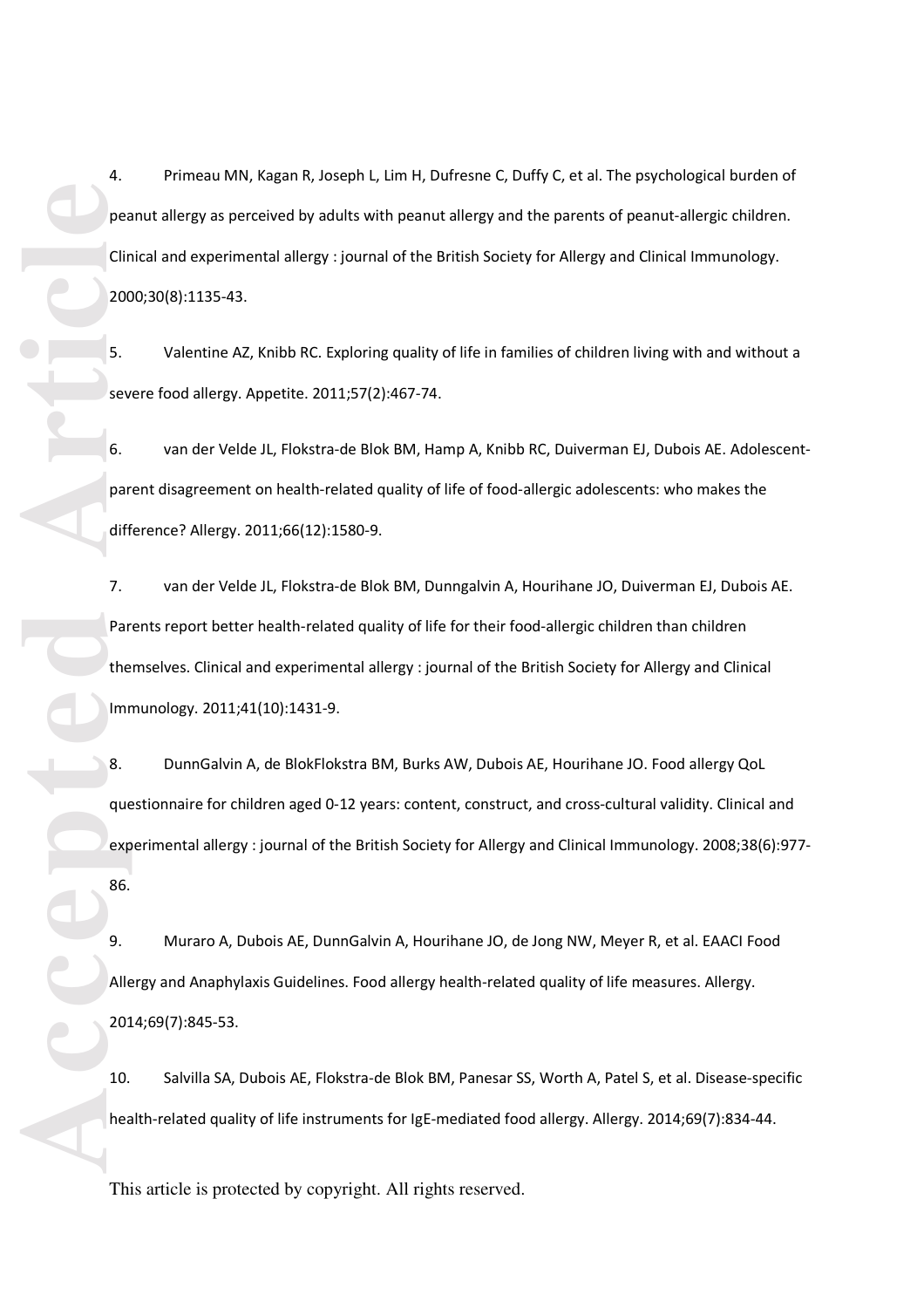4. Primeau MN, Kagan R, Joseph L, Lim H, Dufresne C, Duffy C, et al. The psychological burden of peanut allergy as perceived by adults with peanut allergy and the parents of peanut-allergic children. Clinical and experimental allergy : journal of the British Society for Allergy and Clinical Immunology. 2000;30(8):1135-43.

5. Valentine AZ, Knibb RC. Exploring quality of life in families of children living with and without a severe food allergy. Appetite. 2011;57(2):467-74.

6. van der Velde JL, Flokstra-de Blok BM, Hamp A, Knibb RC, Duiverman EJ, Dubois AE. Adolescent-parent disagreement on health-related quality of life of food-allergic adolescents: who makes the difference? Allergy. 2011;66(12):1580-9.

7. van der Velde JL, Flokstra-de Blok BM, Dunngalvin A, Hourihane JO, Duiverman EJ, Dubois AE. Parents report better health-related quality of life for their food-allergic children than children themselves. Clinical and experimental allergy : journal of the British Society for Allergy and Clinical Immunology. 2011;41(10):1431-9.

8. DunnGalvin A, de BlokFlokstra BM, Burks AW, Dubois AE, Hourihane JO. Food allergy QoL questionnaire for children aged 0-12 years: content, construct, and cross-cultural validity. Clinical and experimental allergy : journal of the British Society for Allergy and Clinical Immunology. 2008;38(6):977-86.

9. Muraro A, Dubois AE, DunnGalvin A, Hourihane JO, de Jong NW, Meyer R, et al. EAACI Food Allergy and Anaphylaxis Guidelines. Food allergy health-related quality of life measures. Allergy. 2014;69(7):845-53.

10. Salvilla SA, Dubois AE, Flokstra-de Blok BM, Panesar SS, Worth A, Patel S, et al. Disease-specific health-related quality of life instruments for IgE-mediated food allergy. Allergy. 2014;69(7):834-44.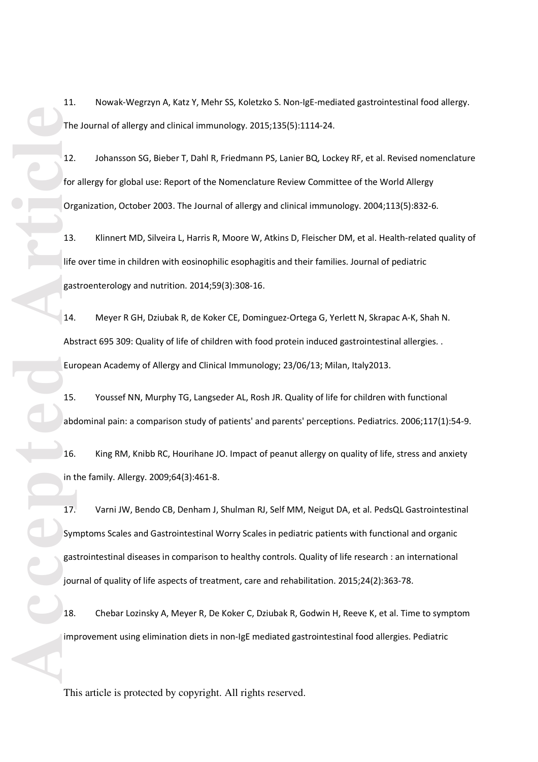11. Nowak-Wegrzyn A, Katz Y, Mehr SS, Koletzko S. Non-IgE-mediated gastrointestinal food allergy. The Journal of allergy and clinical immunology. 2015;135(5):1114-24.

12. Johansson SG, Bieber T, Dahl R, Friedmann PS, Lanier BQ, Lockey RF, et al. Revised nomenclature for allergy for global use: Report of the Nomenclature Review Committee of the World Allergy Organization, October 2003. The Journal of allergy and clinical immunology. 2004;113(5):832-6.

13. Klinnert MD, Silveira L, Harris R, Moore W, Atkins D, Fleischer DM, et al. Health-related quality of life over time in children with eosinophilic esophagitis and their families. Journal of pediatric gastroenterology and nutrition. 2014;59(3):308-16.

14. Meyer R GH, Dziubak R, de Koker CE, Dominguez-Ortega G, Yerlett N, Skrapac A-K, Shah N. Abstract 695 309: Quality of life of children with food protein induced gastrointestinal allergies. . European Academy of Allergy and Clinical Immunology; 23/06/13; Milan, Italy2013.

15. Youssef NN, Murphy TG, Langseder AL, Rosh JR. Quality of life for children with functional abdominal pain: a comparison study of patients' and parents' perceptions. Pediatrics. 2006;117(1):54-9.

16. King RM, Knibb RC, Hourihane JO. Impact of peanut allergy on quality of life, stress and anxiety in the family. Allergy. 2009;64(3):461-8.

17. Varni JW, Bendo CB, Denham J, Shulman RJ, Self MM, Neigut DA, et al. PedsQL Gastrointestinal Symptoms Scales and Gastrointestinal Worry Scales in pediatric patients with functional and organic gastrointestinal diseases in comparison to healthy controls. Quality of life research : an international journal of quality of life aspects of treatment, care and rehabilitation. 2015;24(2):363-78.

18. Chebar Lozinsky A, Meyer R, De Koker C, Dziubak R, Godwin H, Reeve K, et al. Time to symptom improvement using elimination diets in non-IgE mediated gastrointestinal food allergies. Pediatric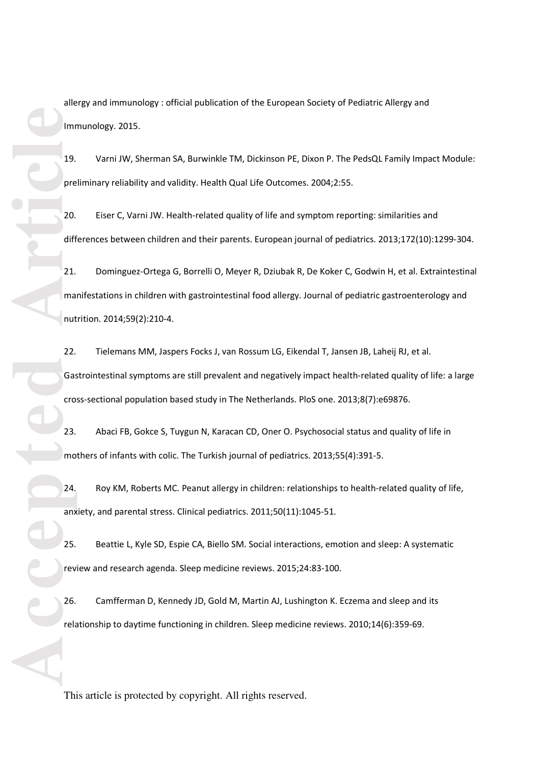allergy and immunology : official publication of the European Society of Pediatric Allergy and Immunology. 2015.

19. Varni JW, Sherman SA, Burwinkle TM, Dickinson PE, Dixon P. The PedsQL Family Impact Module: preliminary reliability and validity. Health Qual Life Outcomes. 2004;2:55.

20. Eiser C, Varni JW. Health-related quality of life and symptom reporting: similarities and differences between children and their parents. European journal of pediatrics. 2013;172(10):1299-304.

21. Dominguez-Ortega G, Borrelli O, Meyer R, Dziubak R, De Koker C, Godwin H, et al. Extraintestinal manifestations in children with gastrointestinal food allergy. Journal of pediatric gastroenterology and nutrition. 2014;59(2):210-4.

22. Tielemans MM, Jaspers Focks J, van Rossum LG, Eikendal T, Jansen JB, Laheij RJ, et al. Gastrointestinal symptoms are still prevalent and negatively impact health-related quality of life: a large cross-sectional population based study in The Netherlands. PloS one. 2013;8(7):e69876.

23. Abaci FB, Gokce S, Tuygun N, Karacan CD, Oner O. Psychosocial status and quality of life in mothers of infants with colic. The Turkish journal of pediatrics. 2013;55(4):391-5.

24. Roy KM, Roberts MC. Peanut allergy in children: relationships to health-related quality of life, anxiety, and parental stress. Clinical pediatrics. 2011;50(11):1045-51.

25. Beattie L, Kyle SD, Espie CA, Biello SM. Social interactions, emotion and sleep: A systematic review and research agenda. Sleep medicine reviews. 2015;24:83-100.

26. Camfferman D, Kennedy JD, Gold M, Martin AJ, Lushington K. Eczema and sleep and its relationship to daytime functioning in children. Sleep medicine reviews. 2010;14(6):359-69.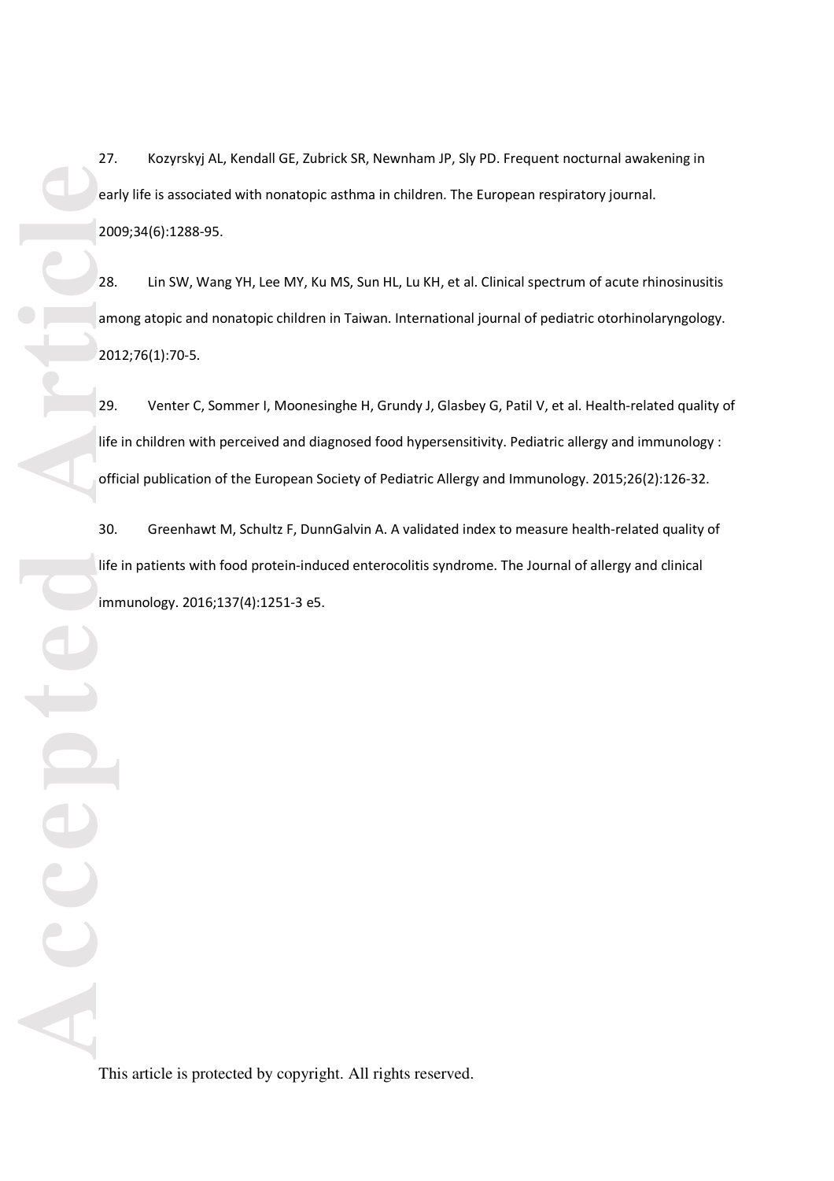27. Kozyrskyj AL, Kendall GE, Zubrick SR, Newnham JP, Sly PD. Frequent nocturnal awakening in early life is associated with nonatopic asthma in children. The European respiratory journal. 2009;34(6):1288-95.

28. Lin SW, Wang YH, Lee MY, Ku MS, Sun HL, Lu KH, et al. Clinical spectrum of acute rhinosinusitis among atopic and nonatopic children in Taiwan. International journal of pediatric otorhinolaryngology. 2012;76(1):70-5.

29. Venter C, Sommer I, Moonesinghe H, Grundy J, Glasbey G, Patil V, et al. Health-related quality of life in children with perceived and diagnosed food hypersensitivity. Pediatric allergy and immunology : official publication of the European Society of Pediatric Allergy and Immunology. 2015;26(2):126-32.

30. Greenhawt M, Schultz F, DunnGalvin A. A validated index to measure health-related quality of life in patients with food protein-induced enterocolitis syndrome. The Journal of allergy and clinical immunology. 2016;137(4):1251-3 e5.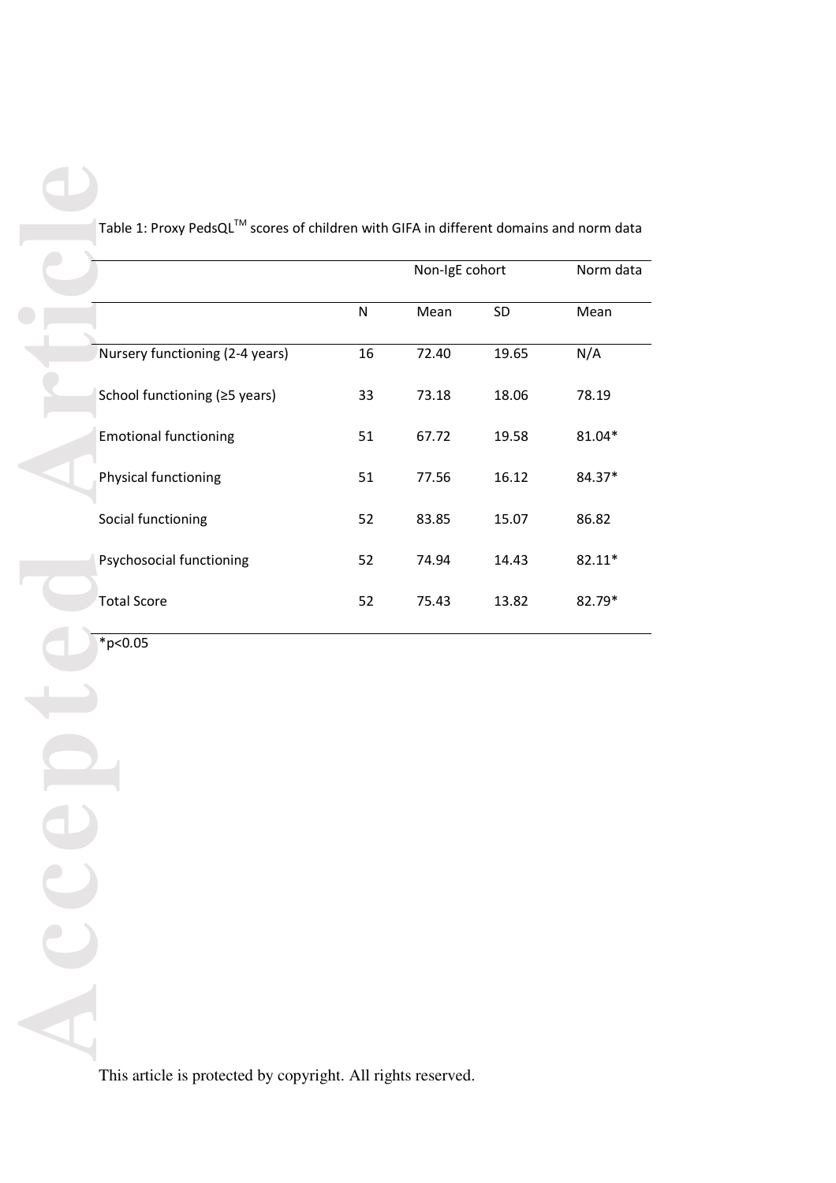Table 1: Proxy PedsQL™ scores of children with GIFA in different domains and norm data

| | Non-IgE cohort | | | Norm data |
|---|---|---|---|---|
| | N | Mean | SD | Mean |
| Nursery functioning (2-4 years) | 16 | 72.40 | 19.65 | N/A |
| School functioning (≥5 years) | 33 | 73.18 | 18.06 | 78.19 |
| Emotional functioning | 51 | 67.72 | 19.58 | 81.04* |
| Physical functioning | 51 | 77.56 | 16.12 | 84.37* |
| Social functioning | 52 | 83.85 | 15.07 | 86.82 |
| Psychosocial functioning | 52 | 74.94 | 14.43 | 82.11* |
| Total Score | 52 | 75.43 | 13.82 | 82.79* |

*$p<0.05$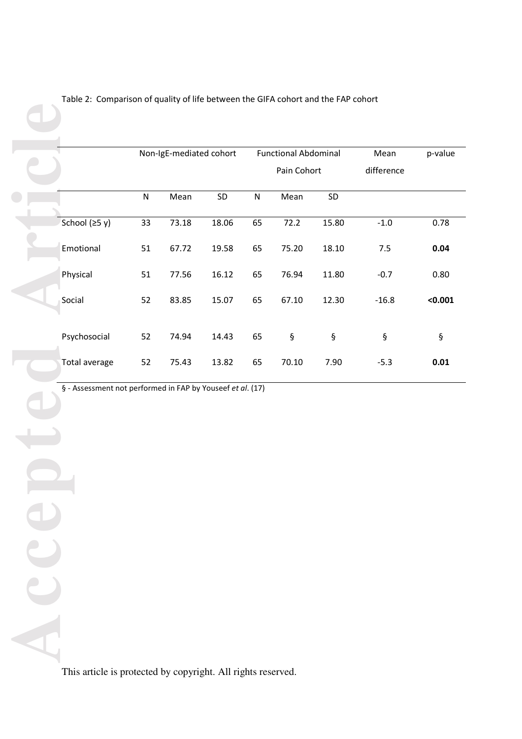Table 2: Comparison of quality of life between the GIFA cohort and the FAP cohort

| | Non-IgE-mediated cohort | | | Functional Abdominal Pain Cohort | | | Mean difference | p-value |
|---|---|---|---|---|---|---|---|---|
| | N | Mean | SD | N | Mean | SD | | |
| School (≥5 y) | 33 | 73.18 | 18.06 | 65 | 72.2 | 15.80 | -1.0 | 0.78 |
| Emotional | 51 | 67.72 | 19.58 | 65 | 75.20 | 18.10 | 7.5 | **0.04** |
| Physical | 51 | 77.56 | 16.12 | 65 | 76.94 | 11.80 | -0.7 | 0.80 |
| Social | 52 | 83.85 | 15.07 | 65 | 67.10 | 12.30 | -16.8 | **<0.001** |
| Psychosocial | 52 | 74.94 | 14.43 | 65 | § | § | § | § |
| Total average | 52 | 75.43 | 13.82 | 65 | 70.10 | 7.90 | -5.3 | **0.01** |

§ - Assessment not performed in FAP by Youseef *et al*. (17)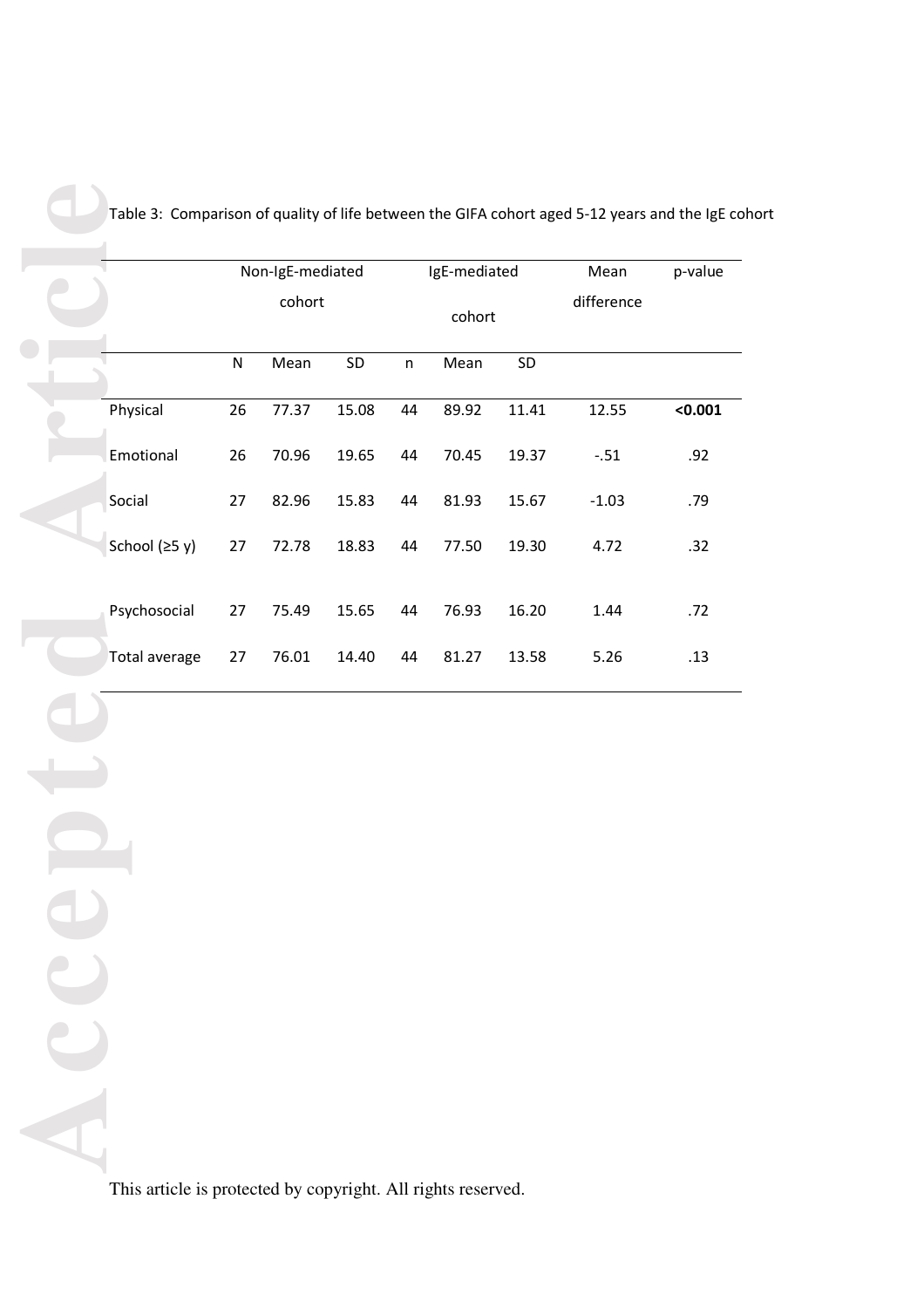Table 3: Comparison of quality of life between the GIFA cohort aged 5-12 years and the IgE cohort

| | Non-IgE-mediated cohort | | | IgE-mediated cohort | | | Mean difference | p-value |
|---|---|---|---|---|---|---|---|---|
| | N | Mean | SD | n | Mean | SD | | |
| Physical | 26 | 77.37 | 15.08 | 44 | 89.92 | 11.41 | 12.55 | **<0.001** |
| Emotional | 26 | 70.96 | 19.65 | 44 | 70.45 | 19.37 | -.51 | .92 |
| Social | 27 | 82.96 | 15.83 | 44 | 81.93 | 15.67 | -1.03 | .79 |
| School (≥5 y) | 27 | 72.78 | 18.83 | 44 | 77.50 | 19.30 | 4.72 | .32 |
| Psychosocial | 27 | 75.49 | 15.65 | 44 | 76.93 | 16.20 | 1.44 | .72 |
| Total average | 27 | 76.01 | 14.40 | 44 | 81.27 | 13.58 | 5.26 | .13 |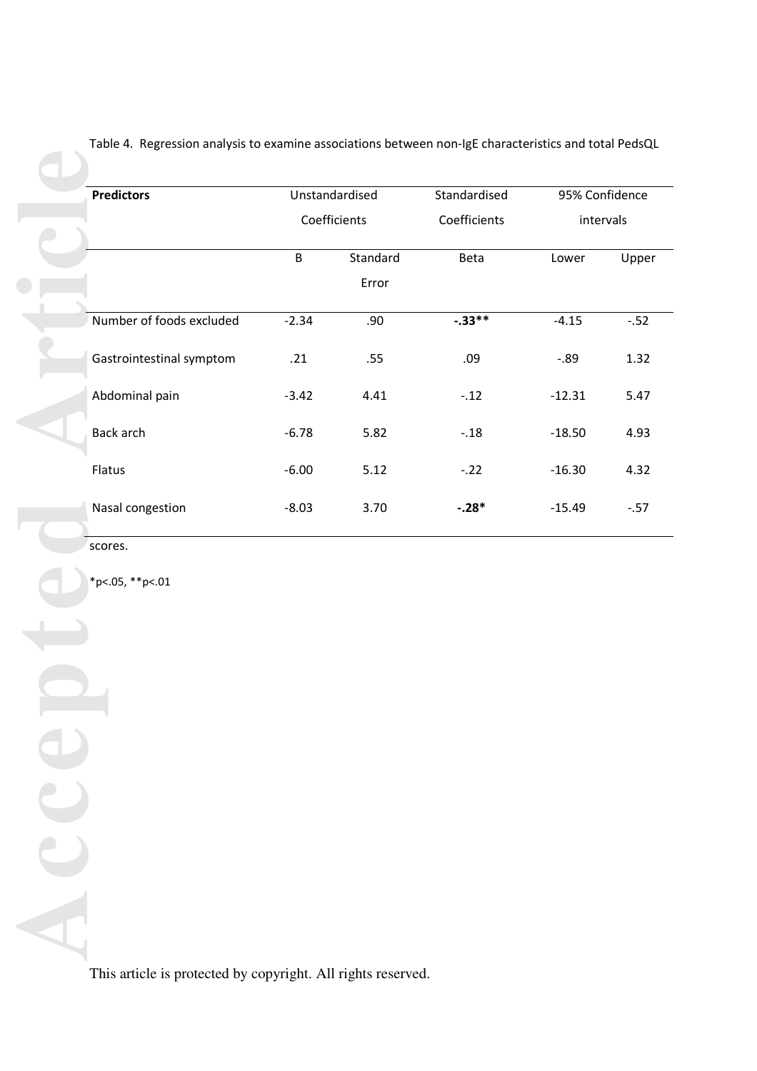Table 4. Regression analysis to examine associations between non-IgE characteristics and total PedsQL scores.

| **Predictors** | Unstandardised Coefficients | | Standardised Coefficients | 95% Confidence intervals | |
|---|---|---|---|---|---|
| | B | Standard Error | Beta | Lower | Upper |
| Number of foods excluded | -2.34 | .90 | **-.33**** | -4.15 | -.52 |
| Gastrointestinal symptom | .21 | .55 | .09 | -.89 | 1.32 |
| Abdominal pain | -3.42 | 4.41 | -.12 | -12.31 | 5.47 |
| Back arch | -6.78 | 5.82 | -.18 | -18.50 | 4.93 |
| Flatus | -6.00 | 5.12 | -.22 | -16.30 | 4.32 |
| Nasal congestion | -8.03 | 3.70 | **-.28*** | -15.49 | -.57 |

*p<.05, **p<.01